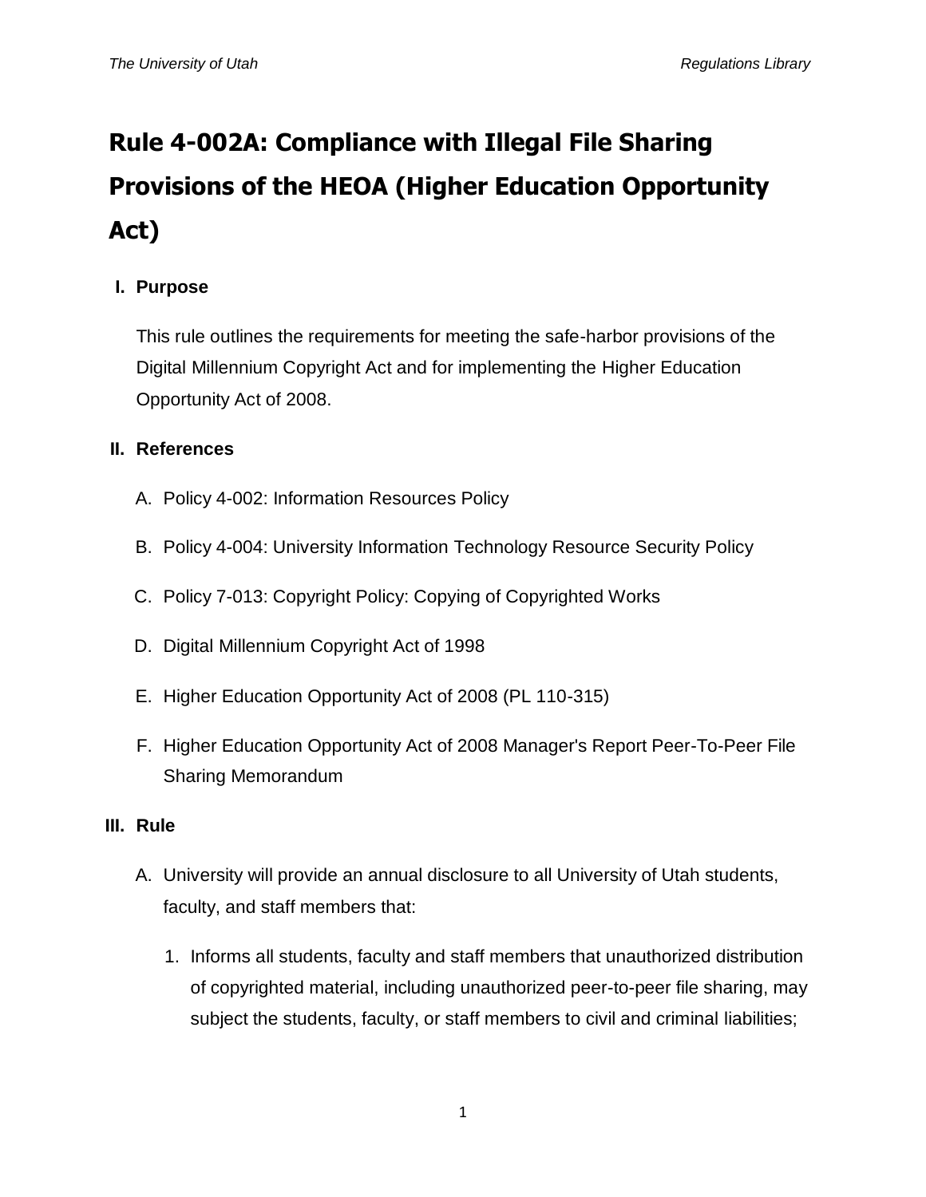# Rule 4-002A: Compliance with Illegal File Sharing Provisions of the HEOA (Higher Education Opportunity Act)

## I. Purpose

This rule outlines the requirements for meeting the safe-harbor provisions of the Digital Millennium Copyright Act and for implementing the Higher Education Opportunity Act of 2008.

## II. References

A. Policy 4-002: Information Resources Policy

B. Policy 4-004: University Information Technology Resource Security Policy

C. Policy 7-013: Copyright Policy: Copying of Copyrighted Works

D. Digital Millennium Copyright Act of 1998

E. Higher Education Opportunity Act of 2008 (PL 110-315)

F. Higher Education Opportunity Act of 2008 Manager's Report Peer-To-Peer File Sharing Memorandum

## III. Rule

A. University will provide an annual disclosure to all University of Utah students, faculty, and staff members that:

1. Informs all students, faculty and staff members that unauthorized distribution of copyrighted material, including unauthorized peer-to-peer file sharing, may subject the students, faculty, or staff members to civil and criminal liabilities;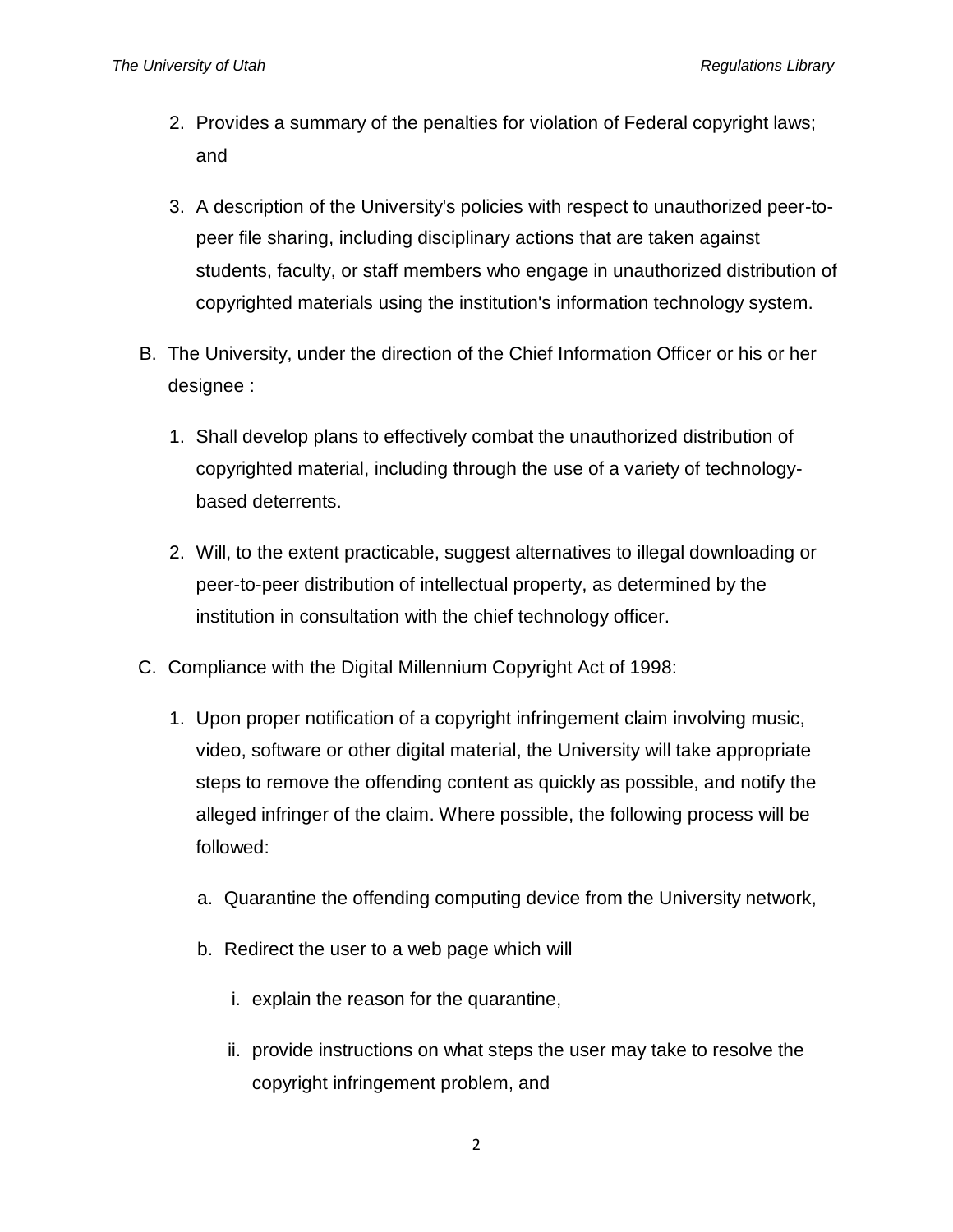2. Provides a summary of the penalties for violation of Federal copyright laws; and

3. A description of the University's policies with respect to unauthorized peer-to-peer file sharing, including disciplinary actions that are taken against students, faculty, or staff members who engage in unauthorized distribution of copyrighted materials using the institution's information technology system.

B. The University, under the direction of the Chief Information Officer or his or her designee :

   1. Shall develop plans to effectively combat the unauthorized distribution of copyrighted material, including through the use of a variety of technology-based deterrents.

   2. Will, to the extent practicable, suggest alternatives to illegal downloading or peer-to-peer distribution of intellectual property, as determined by the institution in consultation with the chief technology officer.

C. Compliance with the Digital Millennium Copyright Act of 1998:

   1. Upon proper notification of a copyright infringement claim involving music, video, software or other digital material, the University will take appropriate steps to remove the offending content as quickly as possible, and notify the alleged infringer of the claim. Where possible, the following process will be followed:

      a. Quarantine the offending computing device from the University network,

      b. Redirect the user to a web page which will

         i. explain the reason for the quarantine,

         ii. provide instructions on what steps the user may take to resolve the copyright infringement problem, and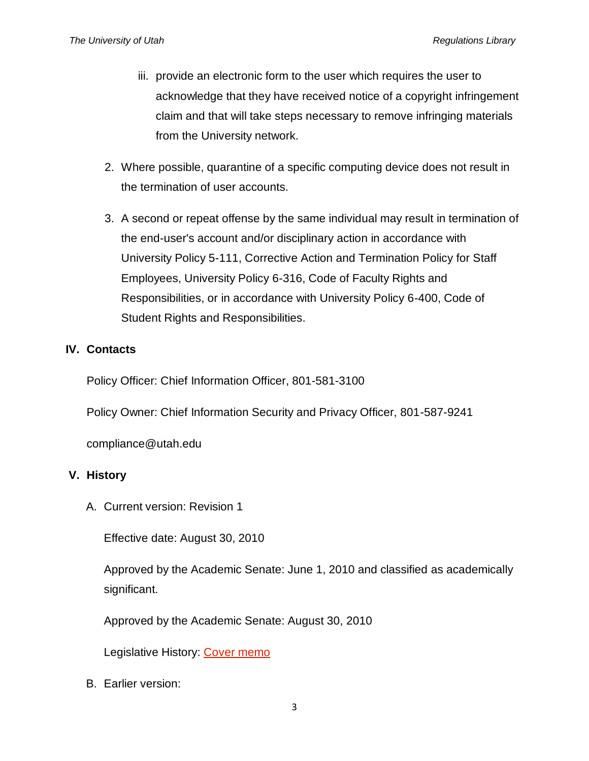iii. provide an electronic form to the user which requires the user to acknowledge that they have received notice of a copyright infringement claim and that will take steps necessary to remove infringing materials from the University network.

2. Where possible, quarantine of a specific computing device does not result in the termination of user accounts.

3. A second or repeat offense by the same individual may result in termination of the end-user's account and/or disciplinary action in accordance with University Policy 5-111, Corrective Action and Termination Policy for Staff Employees, University Policy 6-316, Code of Faculty Rights and Responsibilities, or in accordance with University Policy 6-400, Code of Student Rights and Responsibilities.

## IV. Contacts

Policy Officer: Chief Information Officer, 801-581-3100

Policy Owner: Chief Information Security and Privacy Officer, 801-587-9241

compliance@utah.edu

## V. History

A. Current version: Revision 1

Effective date: August 30, 2010

Approved by the Academic Senate: June 1, 2010 and classified as academically significant.

Approved by the Academic Senate: August 30, 2010

Legislative History: Cover memo

B. Earlier version: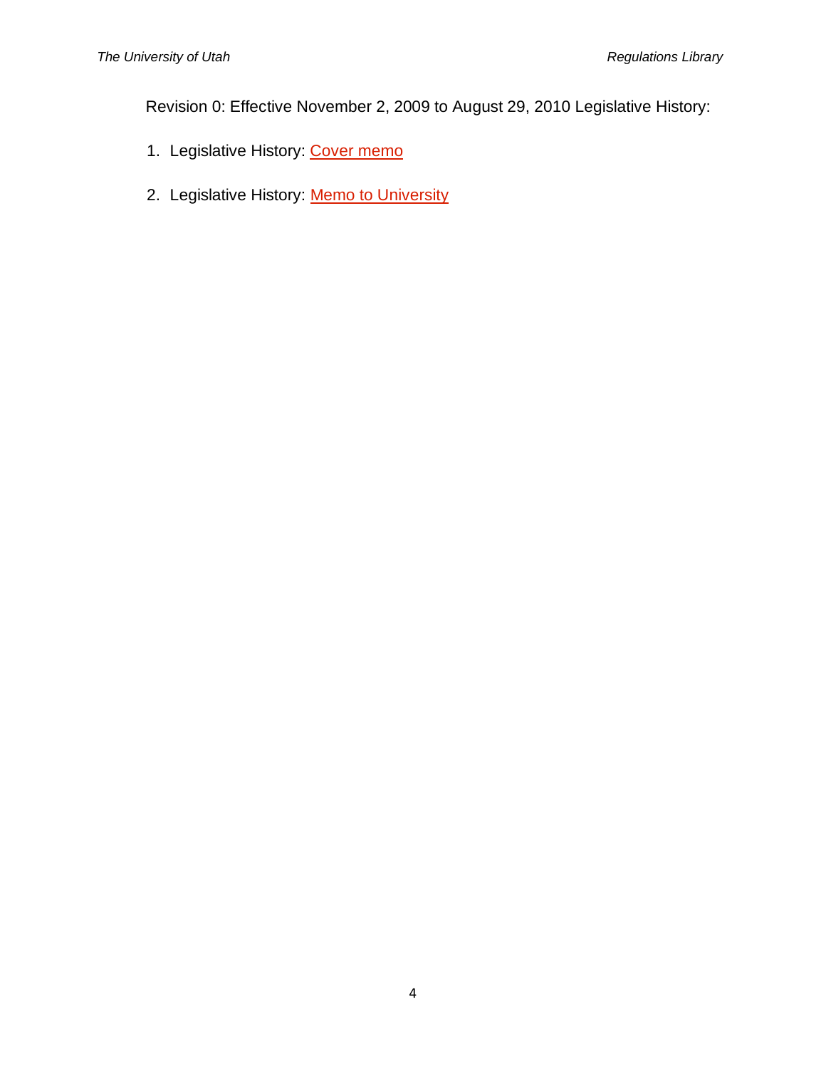Revision 0: Effective November 2, 2009 to August 29, 2010 Legislative History:

1. Legislative History: Cover memo
2. Legislative History: Memo to University